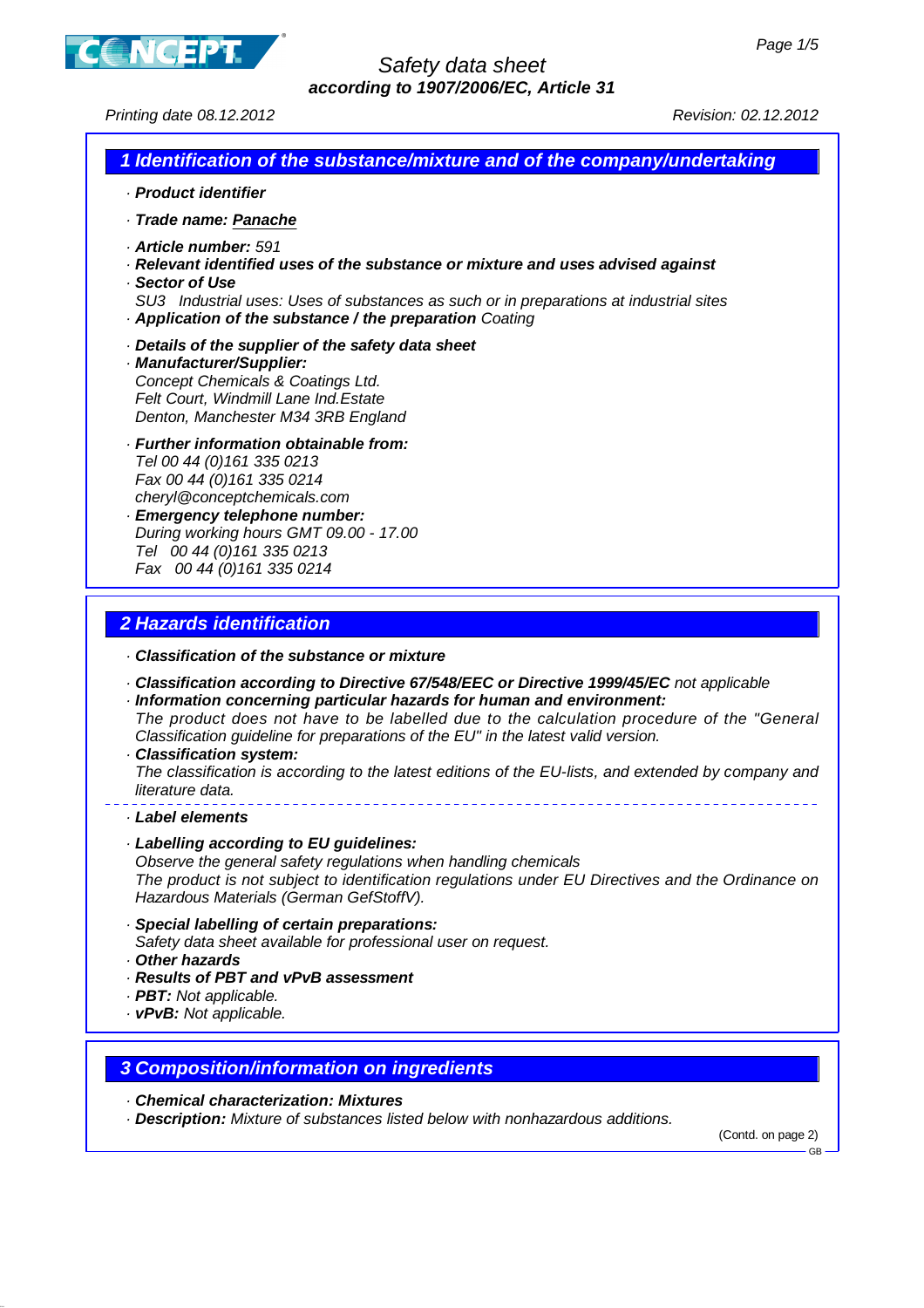# Safety data sheet
## according to 1907/2006/EC, Article 31

Printing date 08.12.2012 Revision: 02.12.2012

## 1 Identification of the substance/mixture and of the company/undertaking

- · **Product identifier**
- · **Trade name: Panache**
- · **Article number:** 591
- · **Relevant identified uses of the substance or mixture and uses advised against**
- · **Sector of Use**
  SU3 Industrial uses: Uses of substances as such or in preparations at industrial sites
- · **Application of the substance / the preparation** Coating
- · **Details of the supplier of the safety data sheet**
- · **Manufacturer/Supplier:**
  Concept Chemicals & Coatings Ltd.
  Felt Court, Windmill Lane Ind.Estate
  Denton, Manchester M34 3RB England
- · **Further information obtainable from:**
  Tel 00 44 (0)161 335 0213
  Fax 00 44 (0)161 335 0214
  cheryl@conceptchemicals.com
- · **Emergency telephone number:**
  During working hours GMT 09.00 - 17.00
  Tel 00 44 (0)161 335 0213
  Fax 00 44 (0)161 335 0214

## 2 Hazards identification

- · **Classification of the substance or mixture**
- · **Classification according to Directive 67/548/EEC or Directive 1999/45/EC** not applicable
- · **Information concerning particular hazards for human and environment:**
  The product does not have to be labelled due to the calculation procedure of the "General Classification guideline for preparations of the EU" in the latest valid version.
- · **Classification system:**
  The classification is according to the latest editions of the EU-lists, and extended by company and literature data.

---

- · **Label elements**
- · **Labelling according to EU guidelines:**
  Observe the general safety regulations when handling chemicals
  The product is not subject to identification regulations under EU Directives and the Ordinance on Hazardous Materials (German GefStoffV).
- · **Special labelling of certain preparations:**
  Safety data sheet available for professional user on request.
- · **Other hazards**
- · **Results of PBT and vPvB assessment**
- · **PBT:** Not applicable.
- · **vPvB:** Not applicable.

## 3 Composition/information on ingredients

- · **Chemical characterization: Mixtures**
- · **Description:** Mixture of substances listed below with nonhazardous additions.

(Contd. on page 2)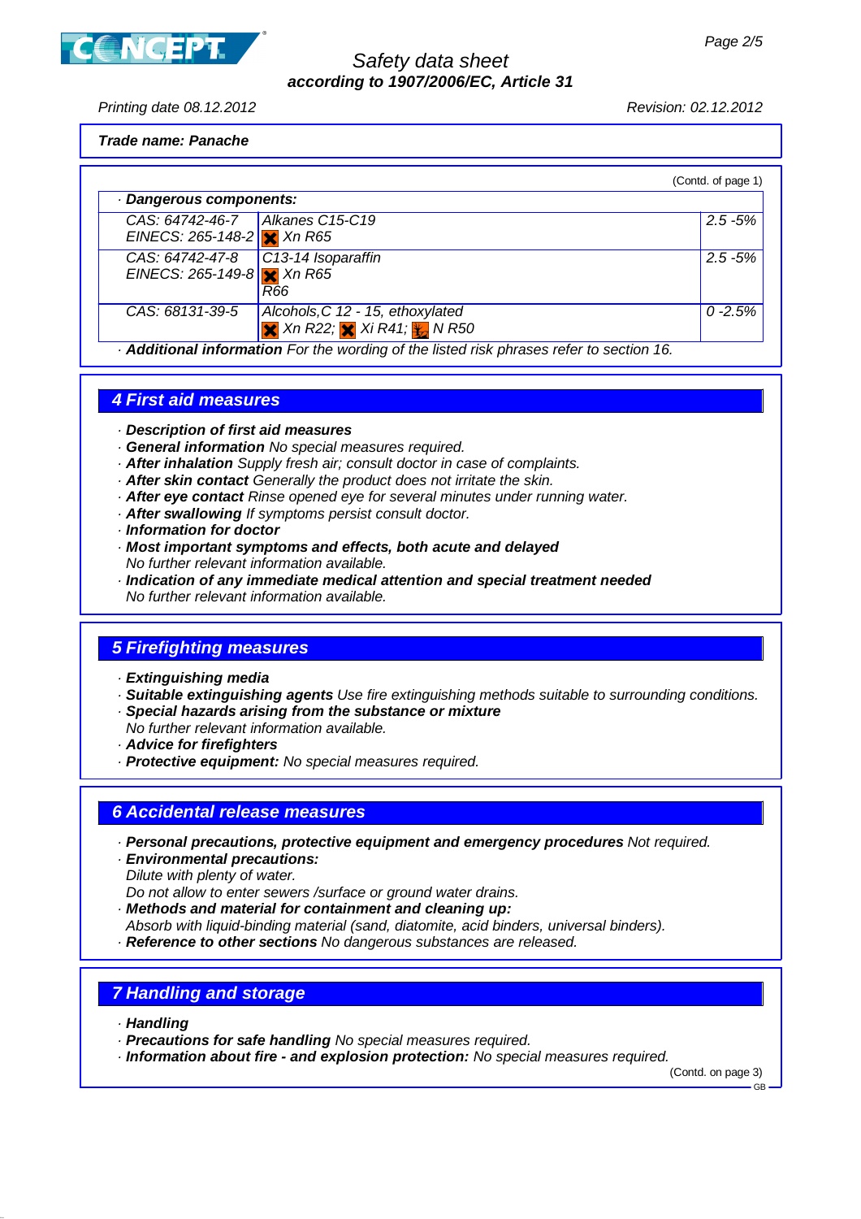**Trade name: Panache**

(Contd. of page 1)

· **Dangerous components:**

| | | |
|---|---|---|
| CAS: 64742-46-7<br>EINECS: 265-148-2 | Alkanes C15-C19<br>Xn R65 | 2.5 -5% |
| CAS: 64742-47-8<br>EINECS: 265-149-8 | C13-14 Isoparaffin<br>Xn R65<br>R66 | 2.5 -5% |
| CAS: 68131-39-5 | Alcohols,C 12 - 15, ethoxylated<br>Xn R22; Xi R41; N R50 | 0 -2.5% |

· **Additional information** For the wording of the listed risk phrases refer to section 16.

## 4 First aid measures

· **Description of first aid measures**
· **General information** No special measures required.
· **After inhalation** Supply fresh air; consult doctor in case of complaints.
· **After skin contact** Generally the product does not irritate the skin.
· **After eye contact** Rinse opened eye for several minutes under running water.
· **After swallowing** If symptoms persist consult doctor.
· **Information for doctor**
· **Most important symptoms and effects, both acute and delayed**
No further relevant information available.
· **Indication of any immediate medical attention and special treatment needed**
No further relevant information available.

## 5 Firefighting measures

· **Extinguishing media**
· **Suitable extinguishing agents** Use fire extinguishing methods suitable to surrounding conditions.
· **Special hazards arising from the substance or mixture**
No further relevant information available.
· **Advice for firefighters**
· **Protective equipment:** No special measures required.

## 6 Accidental release measures

· **Personal precautions, protective equipment and emergency procedures** Not required.
· **Environmental precautions:**
Dilute with plenty of water.
Do not allow to enter sewers /surface or ground water drains.
· **Methods and material for containment and cleaning up:**
Absorb with liquid-binding material (sand, diatomite, acid binders, universal binders).
· **Reference to other sections** No dangerous substances are released.

## 7 Handling and storage

· **Handling**
· **Precautions for safe handling** No special measures required.
· **Information about fire - and explosion protection:** No special measures required.

(Contd. on page 3)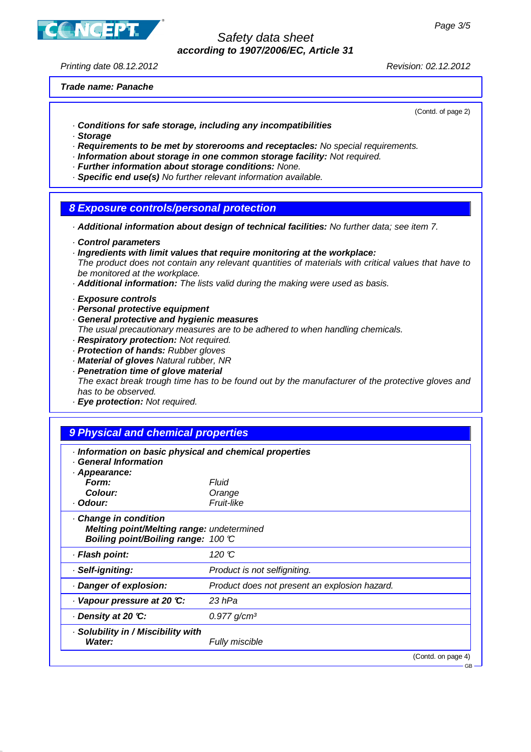**Trade name: Panache**

(Contd. of page 2)

· **Conditions for safe storage, including any incompatibilities**
· **Storage**
· **Requirements to be met by storerooms and receptacles:** No special requirements.
· **Information about storage in one common storage facility:** Not required.
· **Further information about storage conditions:** None.
· **Specific end use(s)** No further relevant information available.

## 8 Exposure controls/personal protection

· **Additional information about design of technical facilities:** No further data; see item 7.

· **Control parameters**
· **Ingredients with limit values that require monitoring at the workplace:**
The product does not contain any relevant quantities of materials with critical values that have to be monitored at the workplace.
· **Additional information:** The lists valid during the making were used as basis.

· **Exposure controls**
· **Personal protective equipment**
· **General protective and hygienic measures**
The usual precautionary measures are to be adhered to when handling chemicals.
· **Respiratory protection:** Not required.
· **Protection of hands:** Rubber gloves
· **Material of gloves** Natural rubber, NR
· **Penetration time of glove material**
The exact break trough time has to be found out by the manufacturer of the protective gloves and has to be observed.
· **Eye protection:** Not required.

## 9 Physical and chemical properties

· **Information on basic physical and chemical properties**
· **General Information**
· **Appearance:**

| | |
|---|---|
| **Form:** | Fluid |
| **Colour:** | Orange |
| · **Odour:** | Fruit-like |
| · **Change in condition** | |
| **Melting point/Melting range:** | undetermined |
| **Boiling point/Boiling range:** | 100 °C |
| · **Flash point:** | 120 °C |
| · **Self-igniting:** | Product is not selfigniting. |
| · **Danger of explosion:** | Product does not present an explosion hazard. |
| · **Vapour pressure at 20 °C:** | 23 hPa |
| · **Density at 20 °C:** | 0.977 g/cm³ |
| · **Solubility in / Miscibility with Water:** | Fully miscible |

(Contd. on page 4)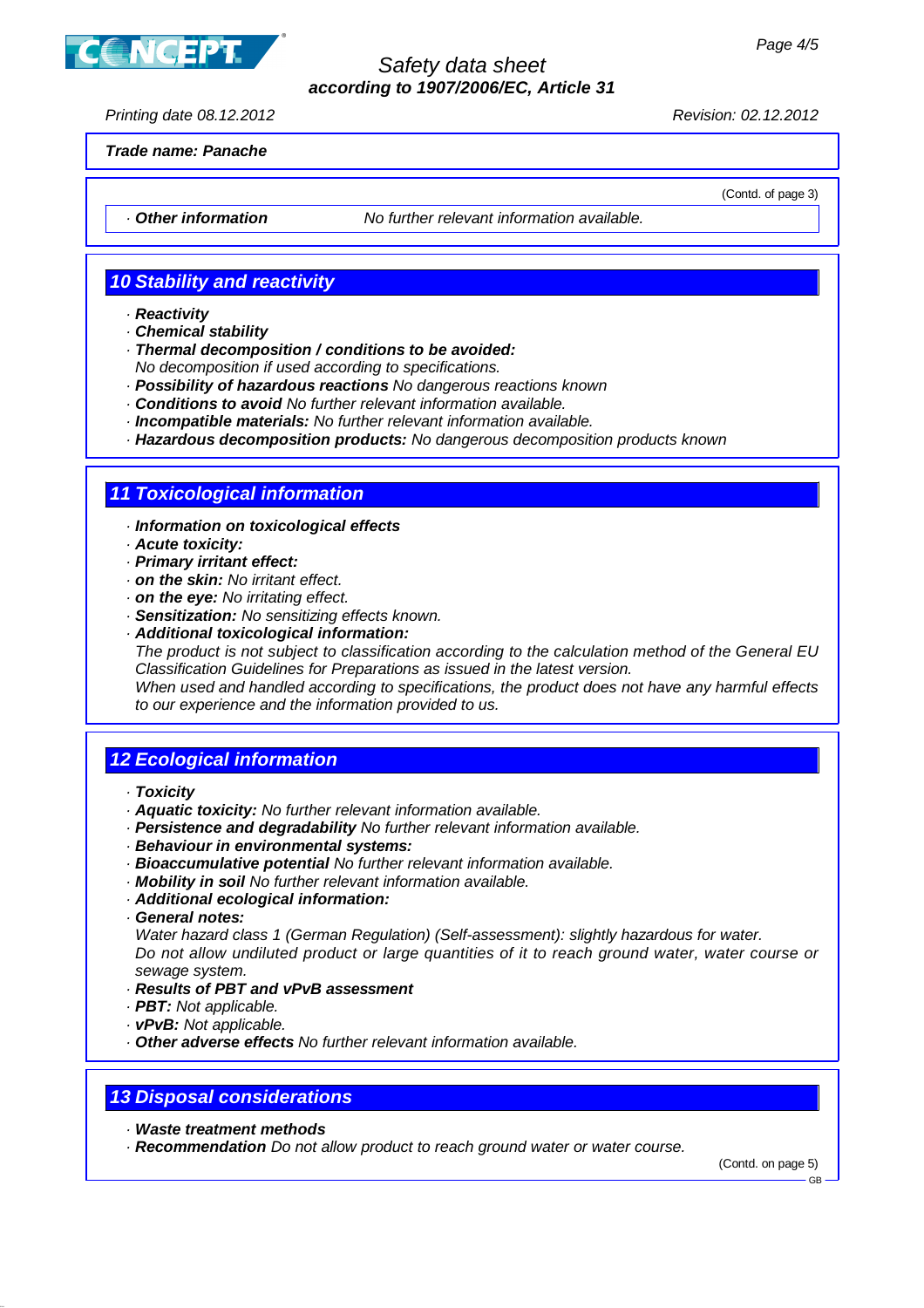**Trade name: Panache**

(Contd. of page 3)

· **Other information** No further relevant information available.

## 10 Stability and reactivity

· **Reactivity**
· **Chemical stability**
· **Thermal decomposition / conditions to be avoided:**
No decomposition if used according to specifications.
· **Possibility of hazardous reactions** No dangerous reactions known
· **Conditions to avoid** No further relevant information available.
· **Incompatible materials:** No further relevant information available.
· **Hazardous decomposition products:** No dangerous decomposition products known

## 11 Toxicological information

· **Information on toxicological effects**
· **Acute toxicity:**
· **Primary irritant effect:**
· **on the skin:** No irritant effect.
· **on the eye:** No irritating effect.
· **Sensitization:** No sensitizing effects known.
· **Additional toxicological information:**
The product is not subject to classification according to the calculation method of the General EU Classification Guidelines for Preparations as issued in the latest version.
When used and handled according to specifications, the product does not have any harmful effects to our experience and the information provided to us.

## 12 Ecological information

· **Toxicity**
· **Aquatic toxicity:** No further relevant information available.
· **Persistence and degradability** No further relevant information available.
· **Behaviour in environmental systems:**
· **Bioaccumulative potential** No further relevant information available.
· **Mobility in soil** No further relevant information available.
· **Additional ecological information:**
· **General notes:**
Water hazard class 1 (German Regulation) (Self-assessment): slightly hazardous for water.
Do not allow undiluted product or large quantities of it to reach ground water, water course or sewage system.
· **Results of PBT and vPvB assessment**
· **PBT:** Not applicable.
· **vPvB:** Not applicable.
· **Other adverse effects** No further relevant information available.

## 13 Disposal considerations

· **Waste treatment methods**
· **Recommendation** Do not allow product to reach ground water or water course.

(Contd. on page 5)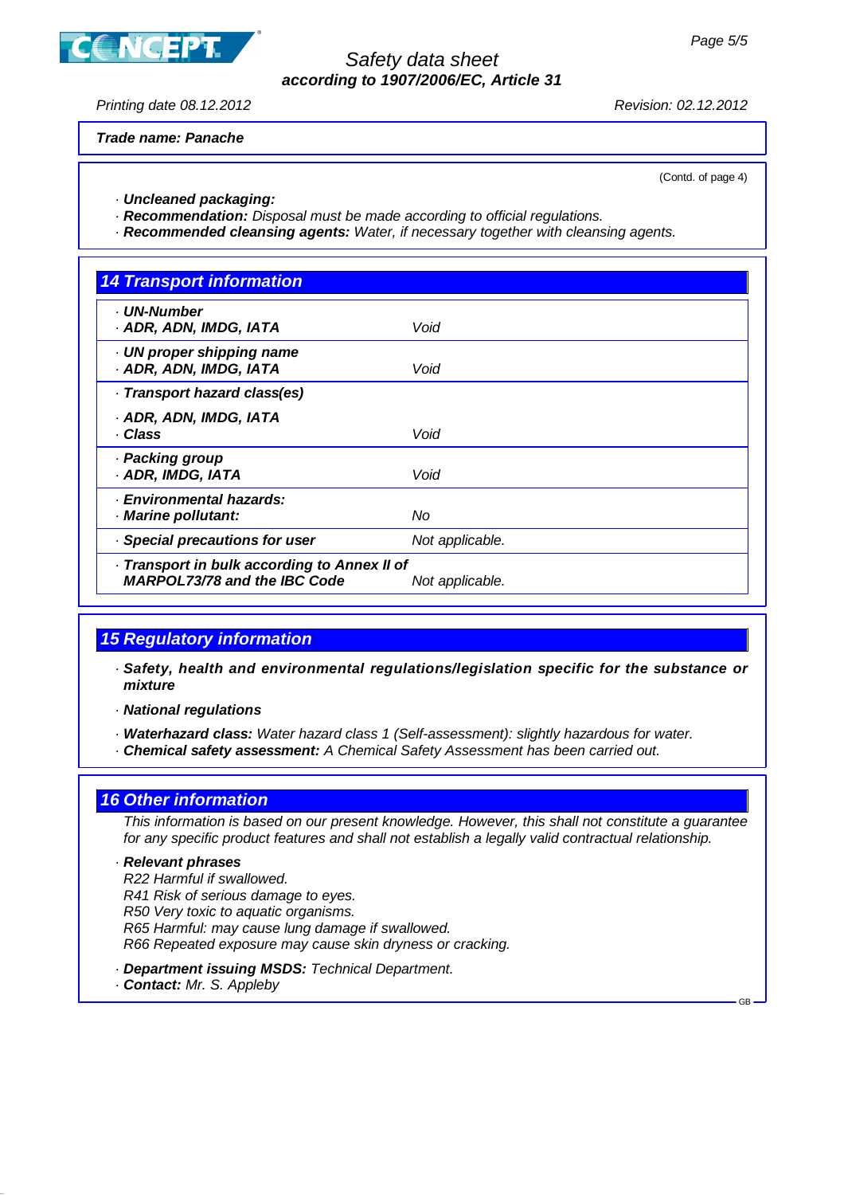**Trade name: Panache**

(Contd. of page 4)

- **Uncleaned packaging:**
- **Recommendation:** Disposal must be made according to official regulations.
- **Recommended cleansing agents:** Water, if necessary together with cleansing agents.

## 14 Transport information

| | |
|---|---|
| · **UN-Number**<br>· **ADR, ADN, IMDG, IATA** | Void |
| · **UN proper shipping name**<br>· **ADR, ADN, IMDG, IATA** | Void |
| · **Transport hazard class(es)**<br>· **ADR, ADN, IMDG, IATA**<br>· **Class** | Void |
| · **Packing group**<br>· **ADR, IMDG, IATA** | Void |
| · **Environmental hazards:**<br>· **Marine pollutant:** | No |
| · **Special precautions for user** | Not applicable. |
| · **Transport in bulk according to Annex II of MARPOL73/78 and the IBC Code** | Not applicable. |

## 15 Regulatory information

- **Safety, health and environmental regulations/legislation specific for the substance or mixture**
- **National regulations**
- **Waterhazard class:** Water hazard class 1 (Self-assessment): slightly hazardous for water.
- **Chemical safety assessment:** A Chemical Safety Assessment has been carried out.

## 16 Other information

This information is based on our present knowledge. However, this shall not constitute a guarantee for any specific product features and shall not establish a legally valid contractual relationship.

- **Relevant phrases**

  R22 Harmful if swallowed.
  R41 Risk of serious damage to eyes.
  R50 Very toxic to aquatic organisms.
  R65 Harmful: may cause lung damage if swallowed.
  R66 Repeated exposure may cause skin dryness or cracking.

- **Department issuing MSDS:** Technical Department.
- **Contact:** Mr. S. Appleby